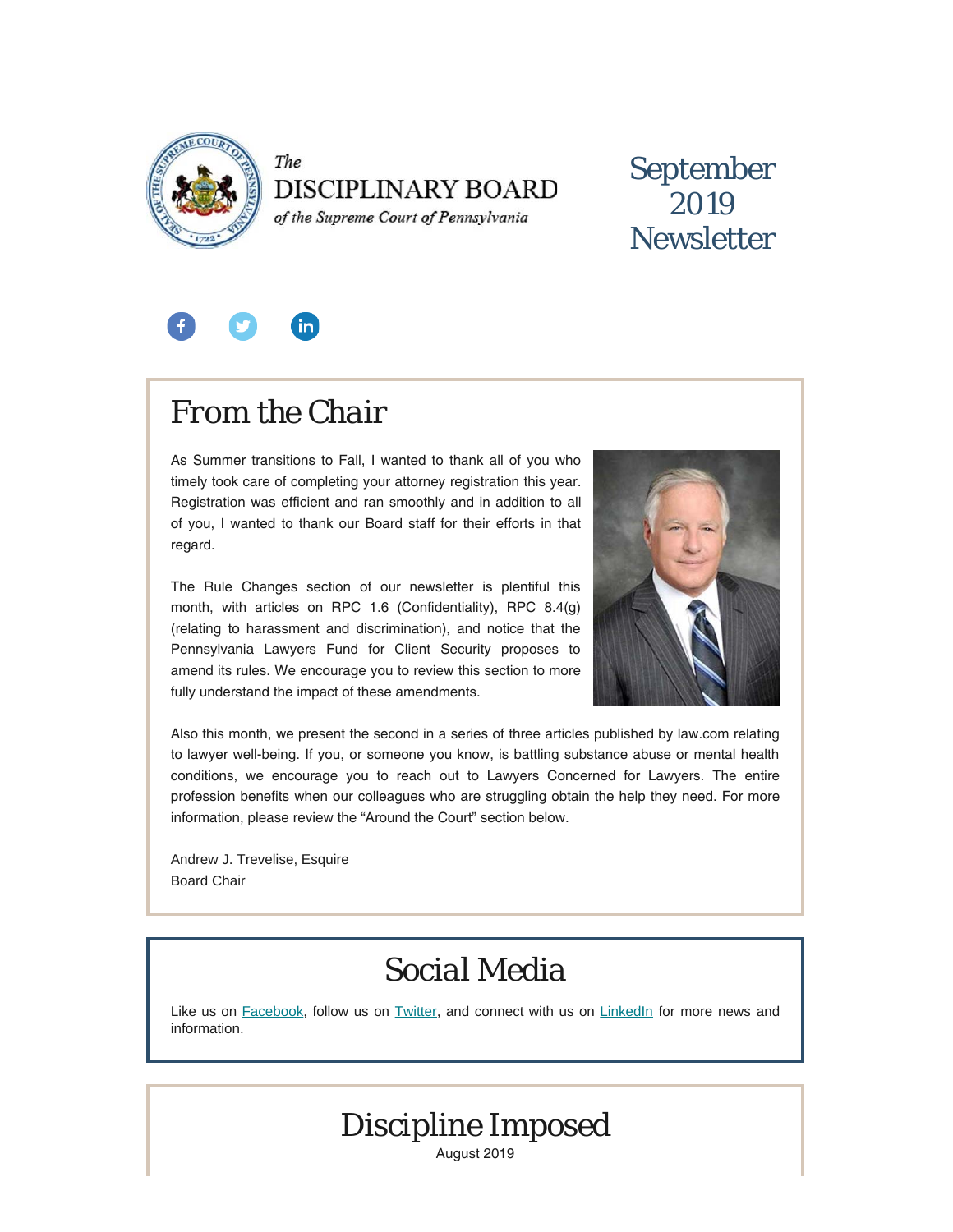*The*
DISCIPLINARY BOARD
*of the Supreme Court of Pennsylvania*

# September 2019 Newsletter

## From the Chair

As Summer transitions to Fall, I wanted to thank all of you who timely took care of completing your attorney registration this year. Registration was efficient and ran smoothly and in addition to all of you, I wanted to thank our Board staff for their efforts in that regard.

The Rule Changes section of our newsletter is plentiful this month, with articles on RPC 1.6 (Confidentiality), RPC 8.4(g) (relating to harassment and discrimination), and notice that the Pennsylvania Lawyers Fund for Client Security proposes to amend its rules. We encourage you to review this section to more fully understand the impact of these amendments.

Also this month, we present the second in a series of three articles published by law.com relating to lawyer well-being. If you, or someone you know, is battling substance abuse or mental health conditions, we encourage you to reach out to Lawyers Concerned for Lawyers. The entire profession benefits when our colleagues who are struggling obtain the help they need. For more information, please review the "Around the Court" section below.

Andrew J. Trevelise, Esquire
Board Chair

## Social Media

Like us on Facebook, follow us on Twitter, and connect with us on LinkedIn for more news and information.

## Discipline Imposed

August 2019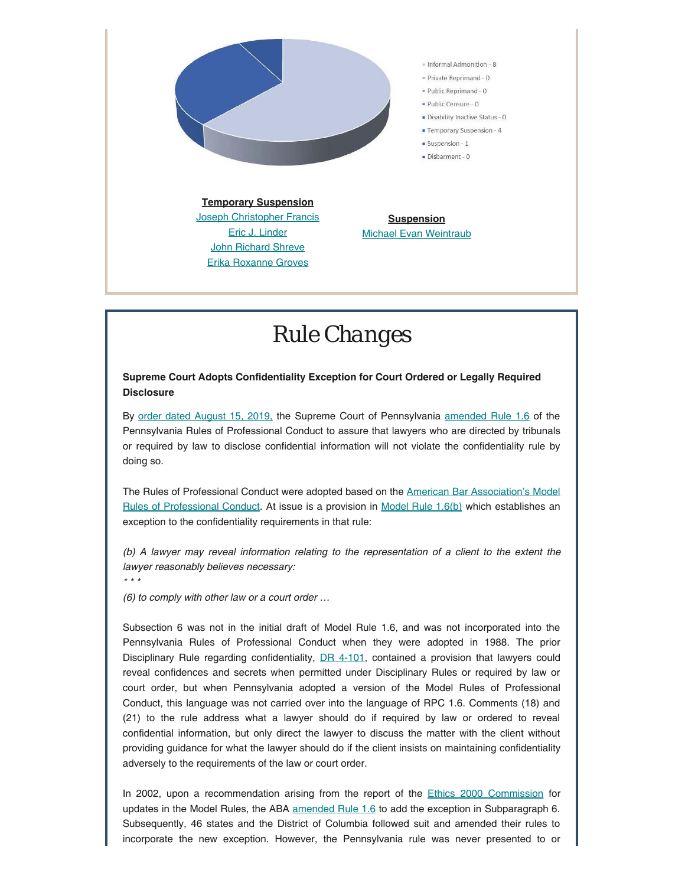- Informal Admonition - 8
- Private Reprimand - 0
- Public Reprimand - 0
- Public Censure - 0
- Disability Inactive Status - 0
- Temporary Suspension - 4
- Suspension - 1
- Disbarment - 0

**Temporary Suspension**

Joseph Christopher Francis
Eric J. Linder
John Richard Shreve
Erika Roxanne Groves

**Suspension**

Michael Evan Weintraub

# Rule Changes

**Supreme Court Adopts Confidentiality Exception for Court Ordered or Legally Required Disclosure**

By order dated August 15, 2019, the Supreme Court of Pennsylvania amended Rule 1.6 of the Pennsylvania Rules of Professional Conduct to assure that lawyers who are directed by tribunals or required by law to disclose confidential information will not violate the confidentiality rule by doing so.

The Rules of Professional Conduct were adopted based on the American Bar Association's Model Rules of Professional Conduct. At issue is a provision in Model Rule 1.6(b) which establishes an exception to the confidentiality requirements in that rule:

*(b) A lawyer may reveal information relating to the representation of a client to the extent the lawyer reasonably believes necessary:*
*\* \* \**
*(6) to comply with other law or a court order …*

Subsection 6 was not in the initial draft of Model Rule 1.6, and was not incorporated into the Pennsylvania Rules of Professional Conduct when they were adopted in 1988. The prior Disciplinary Rule regarding confidentiality, DR 4-101, contained a provision that lawyers could reveal confidences and secrets when permitted under Disciplinary Rules or required by law or court order, but when Pennsylvania adopted a version of the Model Rules of Professional Conduct, this language was not carried over into the language of RPC 1.6. Comments (18) and (21) to the rule address what a lawyer should do if required by law or ordered to reveal confidential information, but only direct the lawyer to discuss the matter with the client without providing guidance for what the lawyer should do if the client insists on maintaining confidentiality adversely to the requirements of the law or court order.

In 2002, upon a recommendation arising from the report of the Ethics 2000 Commission for updates in the Model Rules, the ABA amended Rule 1.6 to add the exception in Subparagraph 6. Subsequently, 46 states and the District of Columbia followed suit and amended their rules to incorporate the new exception. However, the Pennsylvania rule was never presented to or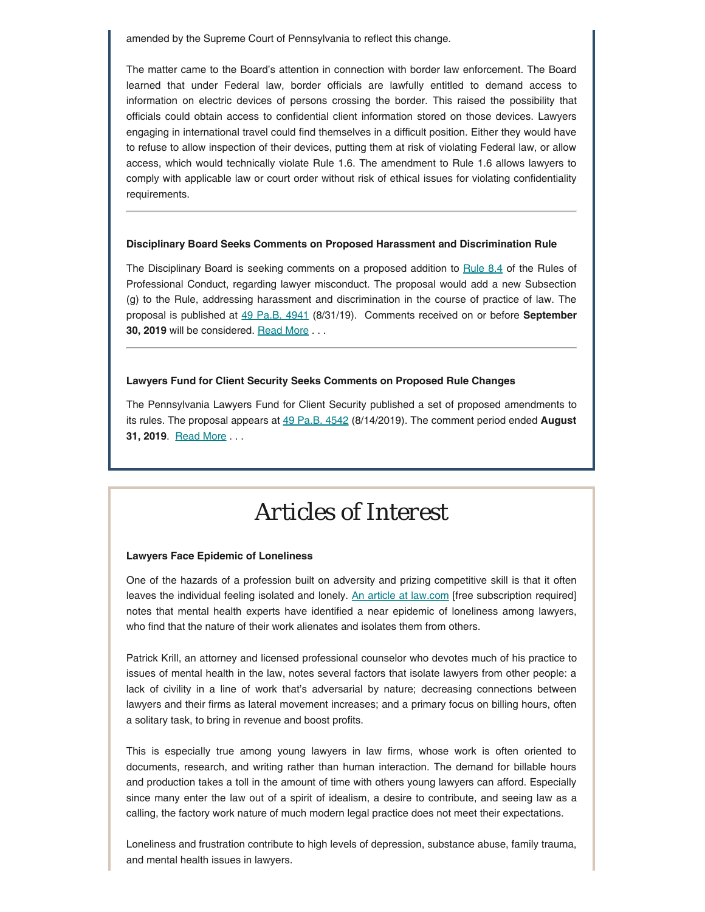amended by the Supreme Court of Pennsylvania to reflect this change.

The matter came to the Board's attention in connection with border law enforcement. The Board learned that under Federal law, border officials are lawfully entitled to demand access to information on electric devices of persons crossing the border. This raised the possibility that officials could obtain access to confidential client information stored on those devices. Lawyers engaging in international travel could find themselves in a difficult position. Either they would have to refuse to allow inspection of their devices, putting them at risk of violating Federal law, or allow access, which would technically violate Rule 1.6. The amendment to Rule 1.6 allows lawyers to comply with applicable law or court order without risk of ethical issues for violating confidentiality requirements.

---

**Disciplinary Board Seeks Comments on Proposed Harassment and Discrimination Rule**

The Disciplinary Board is seeking comments on a proposed addition to Rule 8.4 of the Rules of Professional Conduct, regarding lawyer misconduct. The proposal would add a new Subsection (g) to the Rule, addressing harassment and discrimination in the course of practice of law. The proposal is published at 49 Pa.B. 4941 (8/31/19). Comments received on or before **September 30, 2019** will be considered. Read More . . .

---

**Lawyers Fund for Client Security Seeks Comments on Proposed Rule Changes**

The Pennsylvania Lawyers Fund for Client Security published a set of proposed amendments to its rules. The proposal appears at 49 Pa.B. 4542 (8/14/2019). The comment period ended **August 31, 2019**. Read More . . .

# Articles of Interest

**Lawyers Face Epidemic of Loneliness**

One of the hazards of a profession built on adversity and prizing competitive skill is that it often leaves the individual feeling isolated and lonely. An article at law.com [free subscription required] notes that mental health experts have identified a near epidemic of loneliness among lawyers, who find that the nature of their work alienates and isolates them from others.

Patrick Krill, an attorney and licensed professional counselor who devotes much of his practice to issues of mental health in the law, notes several factors that isolate lawyers from other people: a lack of civility in a line of work that's adversarial by nature; decreasing connections between lawyers and their firms as lateral movement increases; and a primary focus on billing hours, often a solitary task, to bring in revenue and boost profits.

This is especially true among young lawyers in law firms, whose work is often oriented to documents, research, and writing rather than human interaction. The demand for billable hours and production takes a toll in the amount of time with others young lawyers can afford. Especially since many enter the law out of a spirit of idealism, a desire to contribute, and seeing law as a calling, the factory work nature of much modern legal practice does not meet their expectations.

Loneliness and frustration contribute to high levels of depression, substance abuse, family trauma, and mental health issues in lawyers.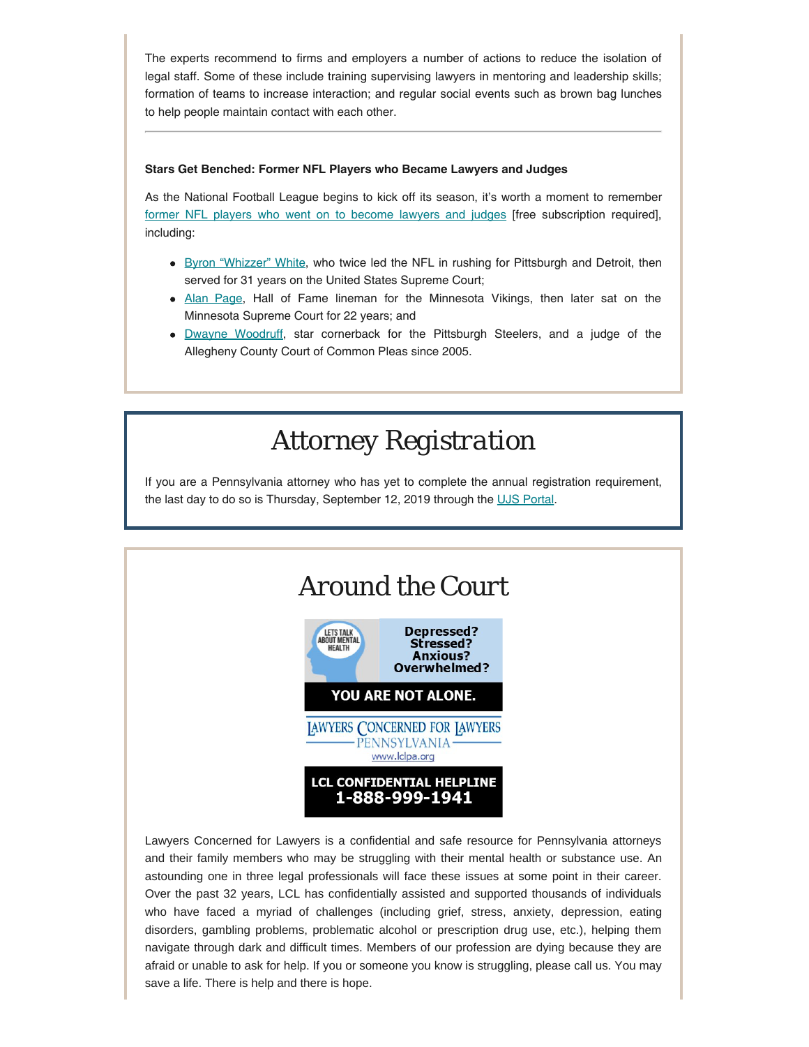The experts recommend to firms and employers a number of actions to reduce the isolation of legal staff. Some of these include training supervising lawyers in mentoring and leadership skills; formation of teams to increase interaction; and regular social events such as brown bag lunches to help people maintain contact with each other.

---

**Stars Get Benched: Former NFL Players who Became Lawyers and Judges**

As the National Football League begins to kick off its season, it's worth a moment to remember former NFL players who went on to become lawyers and judges [free subscription required], including:

- Byron "Whizzer" White, who twice led the NFL in rushing for Pittsburgh and Detroit, then served for 31 years on the United States Supreme Court;
- Alan Page, Hall of Fame lineman for the Minnesota Vikings, then later sat on the Minnesota Supreme Court for 22 years; and
- Dwayne Woodruff, star cornerback for the Pittsburgh Steelers, and a judge of the Allegheny County Court of Common Pleas since 2005.

# Attorney Registration

If you are a Pennsylvania attorney who has yet to complete the annual registration requirement, the last day to do so is Thursday, September 12, 2019 through the UJS Portal.

# Around the Court

LETS TALK ABOUT MENTAL HEALTH

**Depressed? Stressed? Anxious? Overwhelmed?**

**YOU ARE NOT ALONE.**

LAWYERS CONCERNED FOR LAWYERS PENNSYLVANIA

www.lclpa.org

**LCL CONFIDENTIAL HELPLINE 1-888-999-1941**

Lawyers Concerned for Lawyers is a confidential and safe resource for Pennsylvania attorneys and their family members who may be struggling with their mental health or substance use. An astounding one in three legal professionals will face these issues at some point in their career. Over the past 32 years, LCL has confidentially assisted and supported thousands of individuals who have faced a myriad of challenges (including grief, stress, anxiety, depression, eating disorders, gambling problems, problematic alcohol or prescription drug use, etc.), helping them navigate through dark and difficult times. Members of our profession are dying because they are afraid or unable to ask for help. If you or someone you know is struggling, please call us. You may save a life. There is help and there is hope.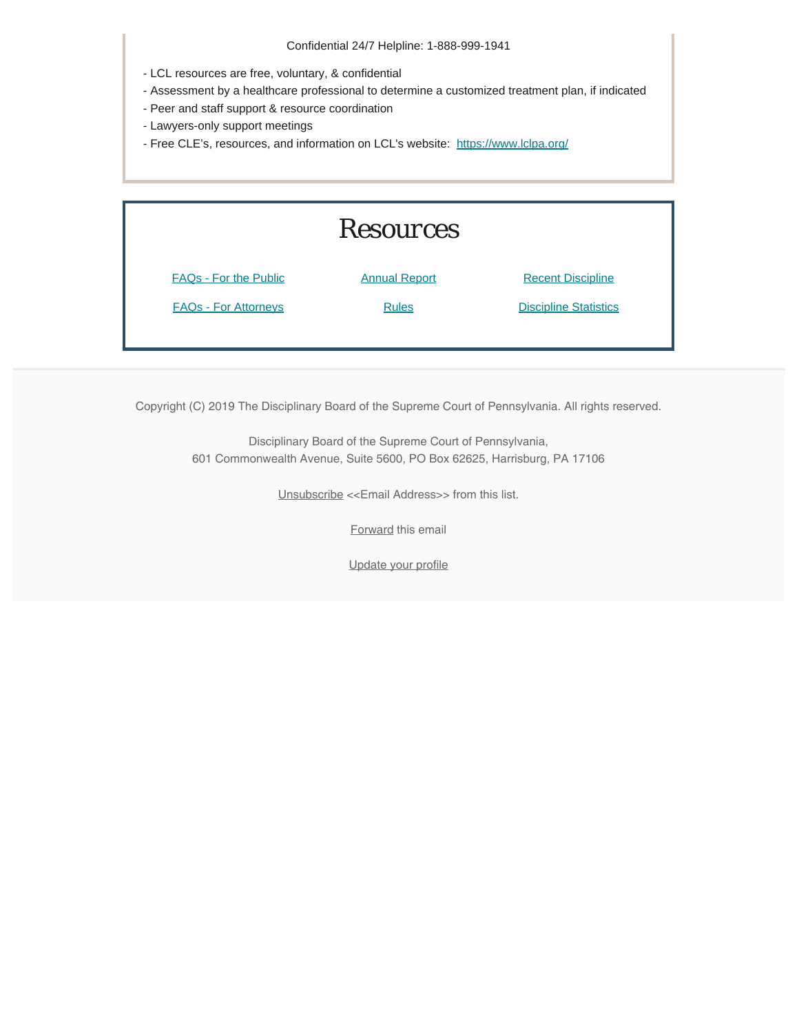Confidential 24/7 Helpline: 1-888-999-1941

- LCL resources are free, voluntary, & confidential
- Assessment by a healthcare professional to determine a customized treatment plan, if indicated
- Peer and staff support & resource coordination
- Lawyers-only support meetings
- Free CLE's, resources, and information on LCL's website: [https://www.lclpa.org/](https://www.lclpa.org/)

# Resources

FAQs - For the Public

Annual Report

Recent Discipline

FAQs - For Attorneys

Rules

Discipline Statistics

Copyright (C) 2019 The Disciplinary Board of the Supreme Court of Pennsylvania. All rights reserved.

Disciplinary Board of the Supreme Court of Pennsylvania,
601 Commonwealth Avenue, Suite 5600, PO Box 62625, Harrisburg, PA 17106

Unsubscribe <<Email Address>> from this list.

Forward this email

Update your profile